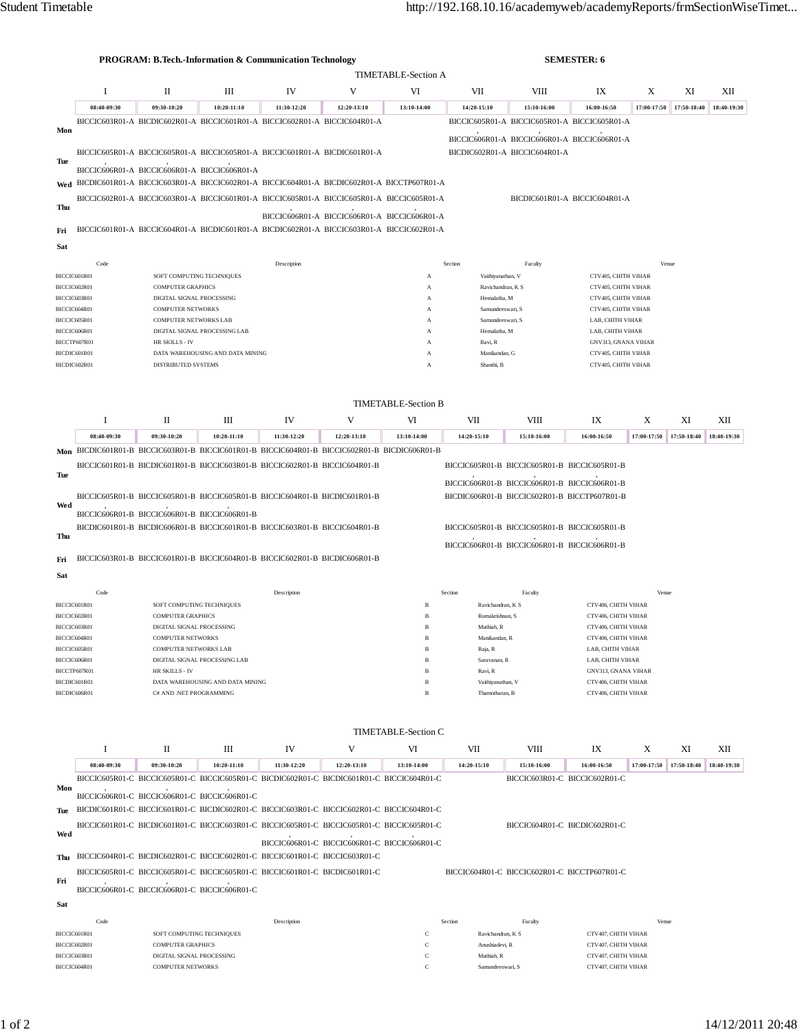**PROGRAM: B.Tech.-Information & Communication Technology** **SEMESTER: 6**

## TIMETABLE-Section A

| | I | II | III | IV | V | VI | VII | VIII | IX | X | XI | XII |
|---|---|---|---|---|---|---|---|---|---|---|---|---|
| | 08:40-09:30 | 09:30-10:20 | 10:20-11:10 | 11:30-12:20 | 12:20-13:10 | 13:10-14:00 | 14:20-15:10 | 15:10-16:00 | 16:00-16:50 | 17:00-17:50 | 17:50-18:40 | 18:40-19:30 |
| Mon | BICCIC603R01-A | BICDIC602R01-A | BICCIC601R01-A | BICCIC602R01-A | BICCIC604R01-A | | BICCIC605R01-A , BICCIC606R01-A | BICCIC605R01-A , BICCIC606R01-A | BICCIC605R01-A , BICCIC606R01-A | | | |
| Tue | BICCIC605R01-A , BICCIC606R01-A | BICCIC605R01-A , BICCIC606R01-A | BICCIC605R01-A , BICCIC606R01-A | BICCIC601R01-A | BICDIC601R01-A | | BICDIC602R01-A | BICCIC604R01-A | | | | |
| Wed | BICDIC601R01-A | BICCIC603R01-A | BICCIC602R01-A | BICCIC604R01-A | BICDIC602R01-A | BICCTP607R01-A | | | | | | |
| Thu | BICCIC602R01-A | BICCIC603R01-A | BICCIC601R01-A | BICCIC605R01-A , BICCIC606R01-A | BICCIC605R01-A , BICCIC606R01-A | BICCIC605R01-A , BICCIC606R01-A | | BICDIC601R01-A | BICCIC604R01-A | | | |
| Fri | BICCIC601R01-A | BICCIC604R01-A | BICDIC601R01-A | BICDIC602R01-A | BICCIC603R01-A | BICCIC602R01-A | | | | | | |
| Sat | | | | | | | | | | | | |

| Code | Description | Section | Faculty | Venue |
|---|---|---|---|---|
| BICCIC601R01 | SOFT COMPUTING TECHNIQUES | A | Vaithiyanathan, V | CTV405, CHITH VIHAR |
| BICCIC602R01 | COMPUTER GRAPHICS | A | Ravichandran, K S | CTV405, CHITH VIHAR |
| BICCIC603R01 | DIGITAL SIGNAL PROCESSING | A | Hemalatha, M | CTV405, CHITH VIHAR |
| BICCIC604R01 | COMPUTER NETWORKS | A | Samundeeswari, S | CTV405, CHITH VIHAR |
| BICCIC605R01 | COMPUTER NETWORKS LAB | A | Samundeeswari, S | LAB, CHITH VIHAR |
| BICCIC606R01 | DIGITAL SIGNAL PROCESSING LAB | A | Hemalatha, M | LAB, CHITH VIHAR |
| BICCTP607R01 | HR SKILLS - IV | A | Ravi, R | GNV313, GNANA VIHAR |
| BICDIC601R01 | DATA WAREHOUSING AND DATA MINING | A | Manikandan, G | CTV405, CHITH VIHAR |
| BICDIC602R01 | DISTRIBUTED SYSTEMS | A | Shanthi, B | CTV405, CHITH VIHAR |

## TIMETABLE-Section B

| | I | II | III | IV | V | VI | VII | VIII | IX | X | XI | XII |
|---|---|---|---|---|---|---|---|---|---|---|---|---|
| | 08:40-09:30 | 09:30-10:20 | 10:20-11:10 | 11:30-12:20 | 12:20-13:10 | 13:10-14:00 | 14:20-15:10 | 15:10-16:00 | 16:00-16:50 | 17:00-17:50 | 17:50-18:40 | 18:40-19:30 |
| Mon | BICDIC601R01-B | BICCIC603R01-B | BICCIC601R01-B | BICCIC604R01-B | BICCIC602R01-B | BICDIC606R01-B | | | | | | |
| Tue | BICCIC601R01-B | BICDIC601R01-B | BICCIC603R01-B | BICCIC602R01-B | BICCIC604R01-B | | BICCIC605R01-B , BICCIC606R01-B | BICCIC605R01-B , BICCIC606R01-B | BICCIC605R01-B , BICCIC606R01-B | | | |
| Wed | BICCIC605R01-B , BICCIC606R01-B | BICCIC605R01-B , BICCIC606R01-B | BICCIC605R01-B , BICCIC606R01-B | BICCIC604R01-B | BICDIC601R01-B | | BICDIC606R01-B | BICCIC602R01-B | BICCTP607R01-B | | | |
| Thu | BICDIC601R01-B | BICDIC606R01-B | BICCIC601R01-B | BICCIC603R01-B | BICCIC604R01-B | | BICCIC605R01-B , BICCIC606R01-B | BICCIC605R01-B , BICCIC606R01-B | BICCIC605R01-B , BICCIC606R01-B | | | |
| Fri | BICCIC603R01-B | BICCIC601R01-B | BICCIC604R01-B | BICCIC602R01-B | BICDIC606R01-B | | | | | | | |
| Sat | | | | | | | | | | | | |

| Code | Description | Section | Faculty | Venue |
|---|---|---|---|---|
| BICCIC601R01 | SOFT COMPUTING TECHNIQUES | B | Ravichandran, K S | CTV406, CHITH VIHAR |
| BICCIC602R01 | COMPUTER GRAPHICS | B | Ramakrishnan, S | CTV406, CHITH VIHAR |
| BICCIC603R01 | DIGITAL SIGNAL PROCESSING | B | Muthiah, R | CTV406, CHITH VIHAR |
| BICCIC604R01 | COMPUTER NETWORKS | B | Manikandan, R | CTV406, CHITH VIHAR |
| BICCIC605R01 | COMPUTER NETWORKS LAB | B | Raja, R | LAB, CHITH VIHAR |
| BICCIC606R01 | DIGITAL SIGNAL PROCESSING LAB | B | Saravanan, R | LAB, CHITH VIHAR |
| BICCTP607R01 | HR SKILLS - IV | B | Ravi, R | GNV313, GNANA VIHAR |
| BICDIC601R01 | DATA WAREHOUSING AND DATA MINING | B | Vaithiyanathan, V | CTV406, CHITH VIHAR |
| BICDIC606R01 | C# AND .NET PROGRAMMING | B | Thamotharan, B | CTV406, CHITH VIHAR |

## TIMETABLE-Section C

| | I | II | III | IV | V | VI | VII | VIII | IX | X | XI | XII |
|---|---|---|---|---|---|---|---|---|---|---|---|---|
| | 08:40-09:30 | 09:30-10:20 | 10:20-11:10 | 11:30-12:20 | 12:20-13:10 | 13:10-14:00 | 14:20-15:10 | 15:10-16:00 | 16:00-16:50 | 17:00-17:50 | 17:50-18:40 | 18:40-19:30 |
| Mon | BICCIC605R01-C , BICCIC606R01-C | BICCIC605R01-C , BICCIC606R01-C | BICCIC605R01-C , BICCIC606R01-C | BICDIC602R01-C | BICDIC601R01-C | BICCIC604R01-C | | BICCIC603R01-C | BICCIC602R01-C | | | |
| Tue | BICDIC601R01-C | BICCIC601R01-C | BICDIC602R01-C | BICCIC603R01-C | BICCIC602R01-C | BICCIC604R01-C | | | | | | |
| Wed | BICCIC601R01-C | BICDIC601R01-C | BICCIC603R01-C | BICCIC605R01-C , BICCIC606R01-C | BICCIC605R01-C , BICCIC606R01-C | BICCIC605R01-C , BICCIC606R01-C | | BICCIC604R01-C | BICDIC602R01-C | | | |
| Thu | BICCIC604R01-C | BICDIC602R01-C | BICCIC602R01-C | BICCIC601R01-C | BICCIC603R01-C | | | | | | | |
| Fri | BICCIC605R01-C , BICCIC606R01-C | BICCIC605R01-C , BICCIC606R01-C | BICCIC605R01-C , BICCIC606R01-C | BICCIC601R01-C | BICDIC601R01-C | | BICCIC604R01-C | BICCIC602R01-C | BICCTP607R01-C | | | |
| Sat | | | | | | | | | | | | |

| Code | Description | Section | Faculty | Venue |
|---|---|---|---|---|
| BICCIC601R01 | SOFT COMPUTING TECHNIQUES | C | Ravichandran, K S | CTV407, CHITH VIHAR |
| BICCIC602R01 | COMPUTER GRAPHICS | C | Anushiadevi, R | CTV407, CHITH VIHAR |
| BICCIC603R01 | DIGITAL SIGNAL PROCESSING | C | Muthiah, R | CTV407, CHITH VIHAR |
| BICCIC604R01 | COMPUTER NETWORKS | C | Samundeeswari, S | CTV407, CHITH VIHAR |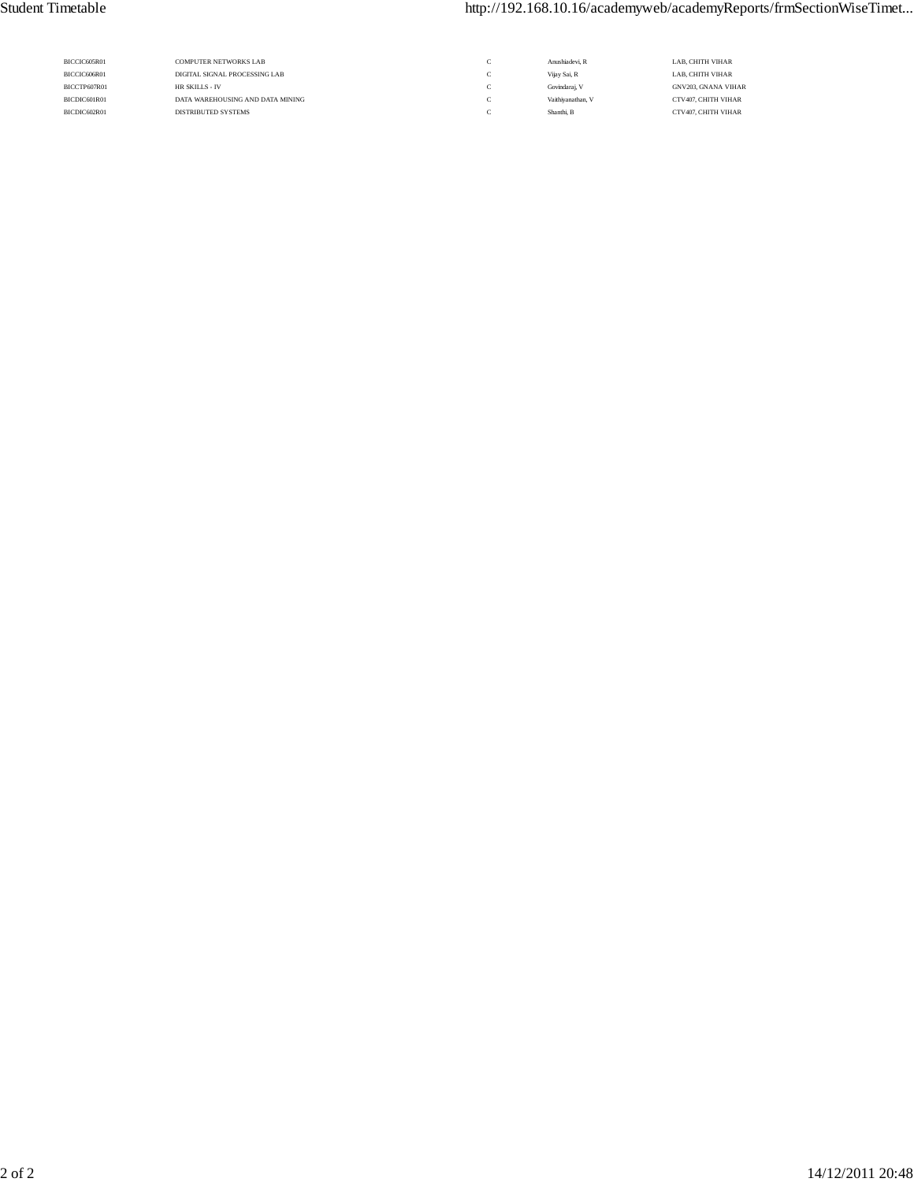| | | | | |
|---|---|---|---|---|
| BICCIC605R01 | COMPUTER NETWORKS LAB | C | Anushiadevi, R | LAB, CHITH VIHAR |
| BICCIC606R01 | DIGITAL SIGNAL PROCESSING LAB | C | Vijay Sai, R | LAB, CHITH VIHAR |
| BICCTP607R01 | HR SKILLS - IV | C | Govindaraj, V | GNV203, GNANA VIHAR |
| BICDIC601R01 | DATA WAREHOUSING AND DATA MINING | C | Vaithiyanathan, V | CTV407, CHITH VIHAR |
| BICDIC602R01 | DISTRIBUTED SYSTEMS | C | Shanthi, B | CTV407, CHITH VIHAR |